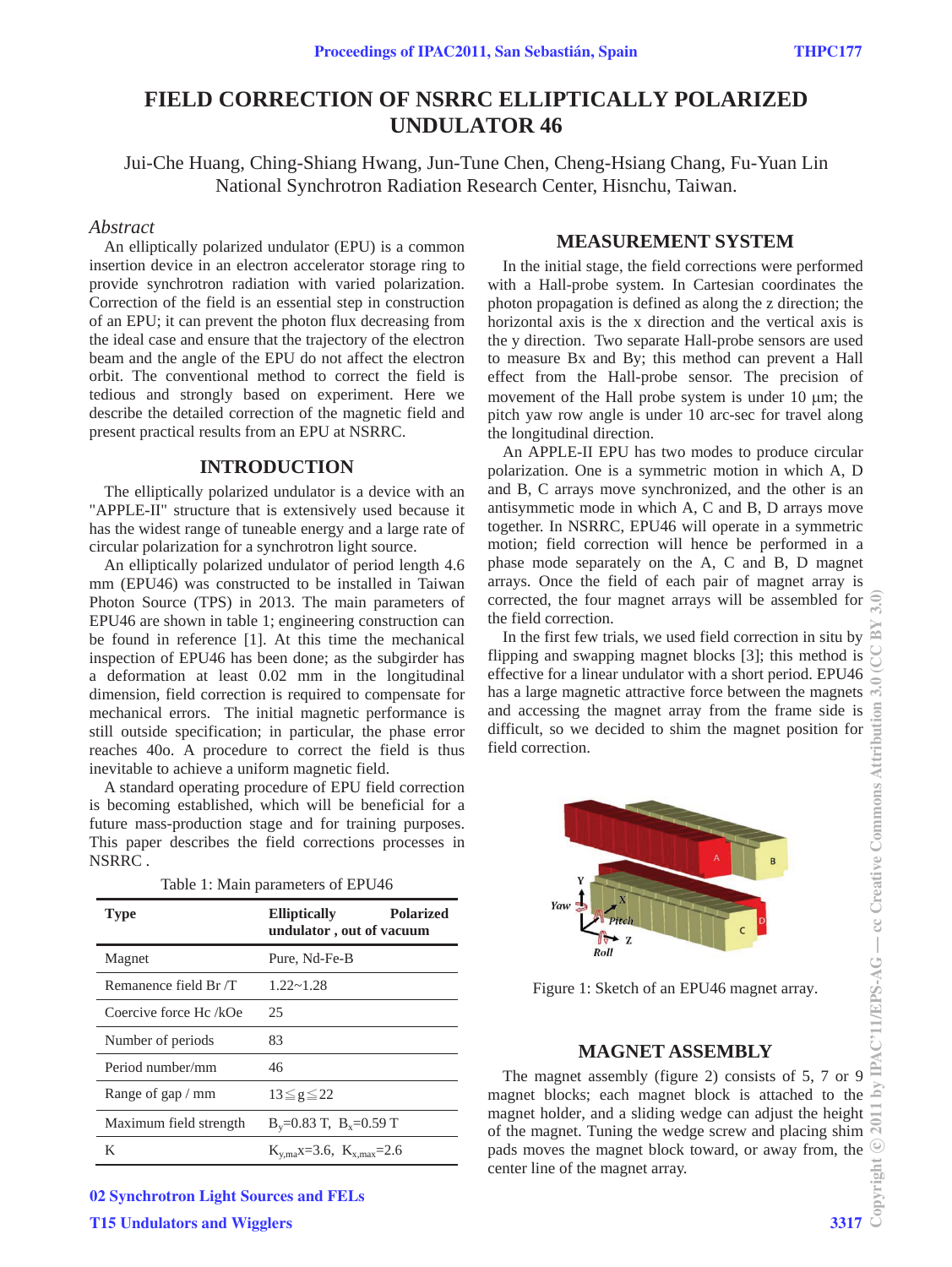# FIELD CORRECTION OF NSRRC ELLIPTICALLY POLARIZED UNDULATOR 46

Jui-Che Huang, Ching-Shiang Hwang, Jun-Tune Chen, Cheng-Hsiang Chang, Fu-Yuan Lin
National Synchrotron Radiation Research Center, Hisnchu, Taiwan.

## *Abstract*

An elliptically polarized undulator (EPU) is a common insertion device in an electron accelerator storage ring to provide synchrotron radiation with varied polarization. Correction of the field is an essential step in construction of an EPU; it can prevent the photon flux decreasing from the ideal case and ensure that the trajectory of the electron beam and the angle of the EPU do not affect the electron orbit. The conventional method to correct the field is tedious and strongly based on experiment. Here we describe the detailed correction of the magnetic field and present practical results from an EPU at NSRRC.

## INTRODUCTION

The elliptically polarized undulator is a device with an "APPLE-II" structure that is extensively used because it has the widest range of tuneable energy and a large rate of circular polarization for a synchrotron light source.

An elliptically polarized undulator of period length 4.6 mm (EPU46) was constructed to be installed in Taiwan Photon Source (TPS) in 2013. The main parameters of EPU46 are shown in table 1; engineering construction can be found in reference [1]. At this time the mechanical inspection of EPU46 has been done; as the subgirder has a deformation at least 0.02 mm in the longitudinal dimension, field correction is required to compensate for mechanical errors. The initial magnetic performance is still outside specification; in particular, the phase error reaches 40o. A procedure to correct the field is thus inevitable to achieve a uniform magnetic field.

A standard operating procedure of EPU field correction is becoming established, which will be beneficial for a future mass-production stage and for training purposes. This paper describes the field corrections processes in NSRRC .

Table 1: Main parameters of EPU46

| Type | Elliptically Polarized undulator , out of vacuum |
|---|---|
| Magnet | Pure, Nd-Fe-B |
| Remanence field Br /T | 1.22~1.28 |
| Coercive force Hc /kOe | 25 |
| Number of periods | 83 |
| Period number/mm | 46 |
| Range of gap / mm | 13≦g≦22 |
| Maximum field strength | $B_y$=0.83 T, $B_x$=0.59 T |
| K | $K_{y,ma}$x=3.6, $K_{x,max}$=2.6 |

## MEASUREMENT SYSTEM

In the initial stage, the field corrections were performed with a Hall-probe system. In Cartesian coordinates the photon propagation is defined as along the z direction; the horizontal axis is the x direction and the vertical axis is the y direction. Two separate Hall-probe sensors are used to measure Bx and By; this method can prevent a Hall effect from the Hall-probe sensor. The precision of movement of the Hall probe system is under 10 μm; the pitch yaw row angle is under 10 arc-sec for travel along the longitudinal direction.

An APPLE-II EPU has two modes to produce circular polarization. One is a symmetric motion in which A, D and B, C arrays move synchronized, and the other is an antisymmetric mode in which A, C and B, D arrays move together. In NSRRC, EPU46 will operate in a symmetric motion; field correction will hence be performed in a phase mode separately on the A, C and B, D magnet arrays. Once the field of each pair of magnet array is corrected, the four magnet arrays will be assembled for the field correction.

In the first few trials, we used field correction in situ by flipping and swapping magnet blocks [3]; this method is effective for a linear undulator with a short period. EPU46 has a large magnetic attractive force between the magnets and accessing the magnet array from the frame side is difficult, so we decided to shim the magnet position for field correction.

Figure 1: Sketch of an EPU46 magnet array.

## MAGNET ASSEMBLY

The magnet assembly (figure 2) consists of 5, 7 or 9 magnet blocks; each magnet block is attached to the magnet holder, and a sliding wedge can adjust the height of the magnet. Tuning the wedge screw and placing shim pads moves the magnet block toward, or away from, the center line of the magnet array.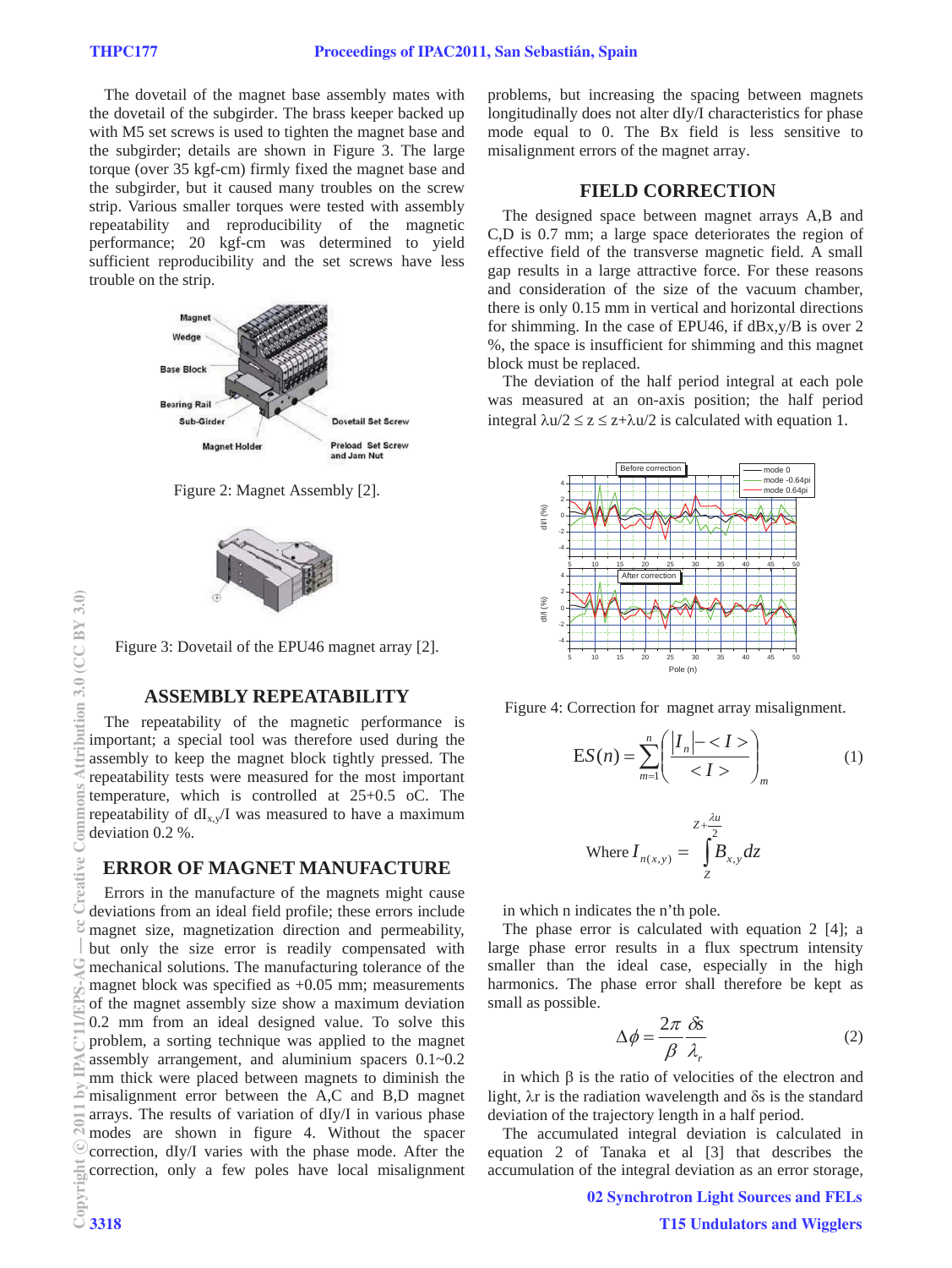The dovetail of the magnet base assembly mates with the dovetail of the subgirder. The brass keeper backed up with M5 set screws is used to tighten the magnet base and the subgirder; details are shown in Figure 3. The large torque (over 35 kgf-cm) firmly fixed the magnet base and the subgirder, but it caused many troubles on the screw strip. Various smaller torques were tested with assembly repeatability and reproducibility of the magnetic performance; 20 kgf-cm was determined to yield sufficient reproducibility and the set screws have less trouble on the strip.

Figure 2: Magnet Assembly [2].

Figure 3: Dovetail of the EPU46 magnet array [2].

## ASSEMBLY REPEATABILITY

The repeatability of the magnetic performance is important; a special tool was therefore used during the assembly to keep the magnet block tightly pressed. The repeatability tests were measured for the most important temperature, which is controlled at 25+0.5 oC. The repeatability of $dI_{x,y}/I$ was measured to have a maximum deviation 0.2 %.

## ERROR OF MAGNET MANUFACTURE

Errors in the manufacture of the magnets might cause deviations from an ideal field profile; these errors include magnet size, magnetization direction and permeability, but only the size error is readily compensated with mechanical solutions. The manufacturing tolerance of the magnet block was specified as +0.05 mm; measurements of the magnet assembly size show a maximum deviation 0.2 mm from an ideal designed value. To solve this problem, a sorting technique was applied to the magnet assembly arrangement, and aluminium spacers 0.1~0.2 mm thick were placed between magnets to diminish the misalignment error between the A,C and B,D magnet arrays. The results of variation of dIy/I in various phase modes are shown in figure 4. Without the spacer correction, dIy/I varies with the phase mode. After the correction, only a few poles have local misalignment problems, but increasing the spacing between magnets longitudinally does not alter dIy/I characteristics for phase mode equal to 0. The Bx field is less sensitive to misalignment errors of the magnet array.

## FIELD CORRECTION

The designed space between magnet arrays A,B and C,D is 0.7 mm; a large space deteriorates the region of effective field of the transverse magnetic field. A small gap results in a large attractive force. For these reasons and consideration of the size of the vacuum chamber, there is only 0.15 mm in vertical and horizontal directions for shimming. In the case of EPU46, if dBx,y/B is over 2 %, the space is insufficient for shimming and this magnet block must be replaced.

The deviation of the half period integral at each pole was measured at an on-axis position; the half period integral $\lambda u/2 \le z \le z+\lambda u/2$ is calculated with equation 1.

Figure 4: Correction for magnet array misalignment.

$$\mathrm{ES}(n) = \sum_{m=1}^{n}\left(\frac{|I_n| - \langle I \rangle}{\langle I \rangle}\right)_m \qquad (1)$$

$$\text{Where } I_{n(x,y)} = \int_{Z}^{Z+\frac{\lambda u}{2}} B_{x,y}\,dz$$

in which n indicates the n'th pole.

The phase error is calculated with equation 2 [4]; a large phase error results in a flux spectrum intensity smaller than the ideal case, especially in the high harmonics. The phase error shall therefore be kept as small as possible.

$$\Delta\phi = \frac{2\pi}{\beta}\frac{\delta s}{\lambda_r} \qquad (2)$$

in which β is the ratio of velocities of the electron and light, $\lambda_r$ is the radiation wavelength and δs is the standard deviation of the trajectory length in a half period.

The accumulated integral deviation is calculated in equation 2 of Tanaka et al [3] that describes the accumulation of the integral deviation as an error storage,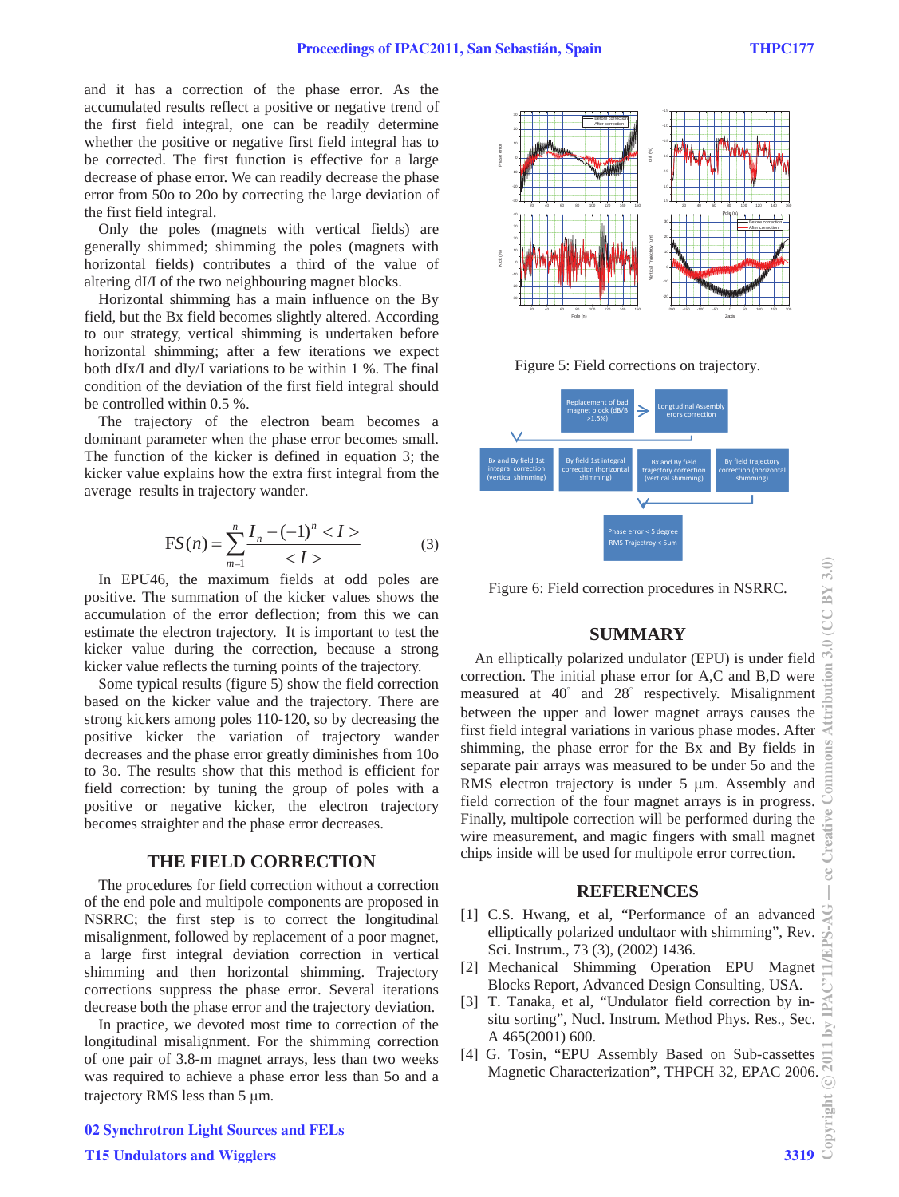and it has a correction of the phase error. As the accumulated results reflect a positive or negative trend of the first field integral, one can be readily determine whether the positive or negative first field integral has to be corrected. The first function is effective for a large decrease of phase error. We can readily decrease the phase error from 50o to 20o by correcting the large deviation of the first field integral.

Only the poles (magnets with vertical fields) are generally shimmed; shimming the poles (magnets with horizontal fields) contributes a third of the value of altering dI/I of the two neighbouring magnet blocks.

Horizontal shimming has a main influence on the By field, but the Bx field becomes slightly altered. According to our strategy, vertical shimming is undertaken before horizontal shimming; after a few iterations we expect both dIx/I and dIy/I variations to be within 1 %. The final condition of the deviation of the first field integral should be controlled within 0.5 %.

The trajectory of the electron beam becomes a dominant parameter when the phase error becomes small. The function of the kicker is defined in equation 3; the kicker value explains how the extra first integral from the average results in trajectory wander.

$$\mathrm{FS}(n) = \sum_{m=1}^{n} \frac{I_n - (-1)^n < I >}{< I >} \tag{3}$$

In EPU46, the maximum fields at odd poles are positive. The summation of the kicker values shows the accumulation of the error deflection; from this we can estimate the electron trajectory. It is important to test the kicker value during the correction, because a strong kicker value reflects the turning points of the trajectory.

Some typical results (figure 5) show the field correction based on the kicker value and the trajectory. There are strong kickers among poles 110-120, so by decreasing the positive kicker the variation of trajectory wander decreases and the phase error greatly diminishes from 10o to 3o. The results show that this method is efficient for field correction: by tuning the group of poles with a positive or negative kicker, the electron trajectory becomes straighter and the phase error decreases.

## THE FIELD CORRECTION

The procedures for field correction without a correction of the end pole and multipole components are proposed in NSRRC; the first step is to correct the longitudinal misalignment, followed by replacement of a poor magnet, a large first integral deviation correction in vertical shimming and then horizontal shimming. Trajectory corrections suppress the phase error. Several iterations decrease both the phase error and the trajectory deviation.

In practice, we devoted most time to correction of the longitudinal misalignment. For the shimming correction of one pair of 3.8-m magnet arrays, less than two weeks was required to achieve a phase error less than 5o and a trajectory RMS less than 5 μm.

Before correction
After correction
Phase error
dI/I (%)
Pole (n)
Kick (%)
Vertical Trajectory (um)
Zaxis

Figure 5: Field corrections on trajectory.

Replacement of bad magnet block (dB/B >1.5%)
Longitudinal Assembly erors correction
Bx and By field 1st integral correction (vertical shimming)
By field 1st integral correction (horizontal shimming)
Bx and By field trajectory correction (vertical shimming)
By field trajectory correction (horizontal shimming)
Phase error < 5 degree
RMS Trajectroy < 5um

Figure 6: Field correction procedures in NSRRC.

## SUMMARY

An elliptically polarized undulator (EPU) is under field correction. The initial phase error for A,C and B,D were measured at 40° and 28° respectively. Misalignment between the upper and lower magnet arrays causes the first field integral variations in various phase modes. After shimming, the phase error for the Bx and By fields in separate pair arrays was measured to be under 5o and the RMS electron trajectory is under 5 μm. Assembly and field correction of the four magnet arrays is in progress. Finally, multipole correction will be performed during the wire measurement, and magic fingers with small magnet chips inside will be used for multipole error correction.

## REFERENCES

[1] C.S. Hwang, et al, "Performance of an advanced elliptically polarized undultaor with shimming", Rev. Sci. Instrum., 73 (3), (2002) 1436.

[2] Mechanical Shimming Operation EPU Magnet Blocks Report, Advanced Design Consulting, USA.

[3] T. Tanaka, et al, "Undulator field correction by in-situ sorting", Nucl. Instrum. Method Phys. Res., Sec. A 465(2001) 600.

[4] G. Tosin, "EPU Assembly Based on Sub-cassettes Magnetic Characterization", THPCH 32, EPAC 2006.